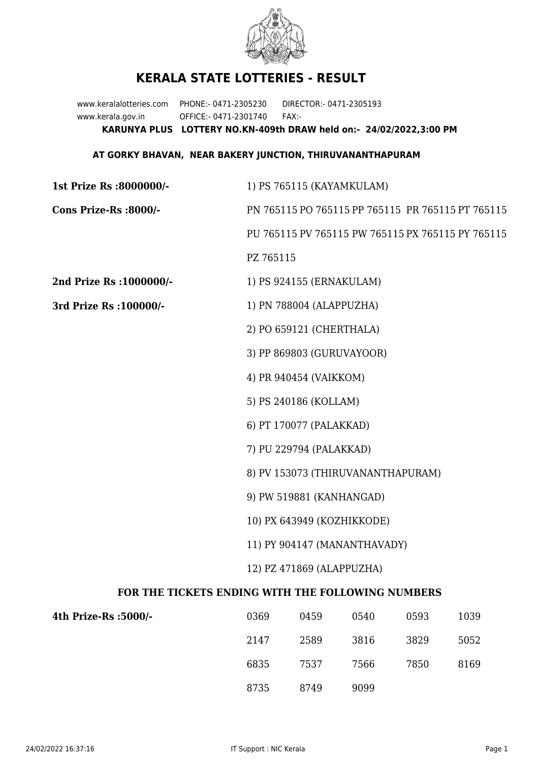# KERALA STATE LOTTERIES - RESULT

www.keralalotteries.com PHONE:- 0471-2305230 DIRECTOR:- 0471-2305193
www.kerala.gov.in OFFICE:- 0471-2301740 FAX:-

**KARUNYA PLUS LOTTERY NO.KN-409th DRAW held on:- 24/02/2022,3:00 PM**

**AT GORKY BHAVAN, NEAR BAKERY JUNCTION, THIRUVANANTHAPURAM**

**1st Prize Rs :8000000/-** 1) PS 765115 (KAYAMKULAM)

**Cons Prize-Rs :8000/-** PN 765115 PO 765115 PP 765115 PR 765115 PT 765115 PU 765115 PV 765115 PW 765115 PX 765115 PY 765115 PZ 765115

**2nd Prize Rs :1000000/-** 1) PS 924155 (ERNAKULAM)

**3rd Prize Rs :100000/-**

1) PN 788004 (ALAPPUZHA)
2) PO 659121 (CHERTHALA)
3) PP 869803 (GURUVAYOOR)
4) PR 940454 (VAIKKOM)
5) PS 240186 (KOLLAM)
6) PT 170077 (PALAKKAD)
7) PU 229794 (PALAKKAD)
8) PV 153073 (THIRUVANANTHAPURAM)
9) PW 519881 (KANHANGAD)
10) PX 643949 (KOZHIKKODE)
11) PY 904147 (MANANTHAVADY)
12) PZ 471869 (ALAPPUZHA)

**FOR THE TICKETS ENDING WITH THE FOLLOWING NUMBERS**

**4th Prize-Rs :5000/-**

| | | | | |
|---|---|---|---|---|
| 0369 | 0459 | 0540 | 0593 | 1039 |
| 2147 | 2589 | 3816 | 3829 | 5052 |
| 6835 | 7537 | 7566 | 7850 | 8169 |
| 8735 | 8749 | 9099 | | |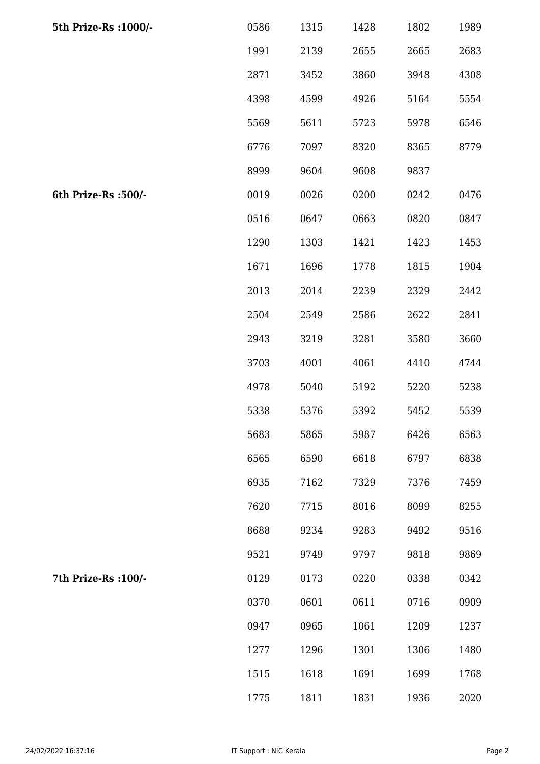| | | | | | |
|---|---|---|---|---|---|
| **5th Prize-Rs :1000/-** | 0586 | 1315 | 1428 | 1802 | 1989 |
| | 1991 | 2139 | 2655 | 2665 | 2683 |
| | 2871 | 3452 | 3860 | 3948 | 4308 |
| | 4398 | 4599 | 4926 | 5164 | 5554 |
| | 5569 | 5611 | 5723 | 5978 | 6546 |
| | 6776 | 7097 | 8320 | 8365 | 8779 |
| | 8999 | 9604 | 9608 | 9837 | |
| **6th Prize-Rs :500/-** | 0019 | 0026 | 0200 | 0242 | 0476 |
| | 0516 | 0647 | 0663 | 0820 | 0847 |
| | 1290 | 1303 | 1421 | 1423 | 1453 |
| | 1671 | 1696 | 1778 | 1815 | 1904 |
| | 2013 | 2014 | 2239 | 2329 | 2442 |
| | 2504 | 2549 | 2586 | 2622 | 2841 |
| | 2943 | 3219 | 3281 | 3580 | 3660 |
| | 3703 | 4001 | 4061 | 4410 | 4744 |
| | 4978 | 5040 | 5192 | 5220 | 5238 |
| | 5338 | 5376 | 5392 | 5452 | 5539 |
| | 5683 | 5865 | 5987 | 6426 | 6563 |
| | 6565 | 6590 | 6618 | 6797 | 6838 |
| | 6935 | 7162 | 7329 | 7376 | 7459 |
| | 7620 | 7715 | 8016 | 8099 | 8255 |
| | 8688 | 9234 | 9283 | 9492 | 9516 |
| | 9521 | 9749 | 9797 | 9818 | 9869 |
| **7th Prize-Rs :100/-** | 0129 | 0173 | 0220 | 0338 | 0342 |
| | 0370 | 0601 | 0611 | 0716 | 0909 |
| | 0947 | 0965 | 1061 | 1209 | 1237 |
| | 1277 | 1296 | 1301 | 1306 | 1480 |
| | 1515 | 1618 | 1691 | 1699 | 1768 |
| | 1775 | 1811 | 1831 | 1936 | 2020 |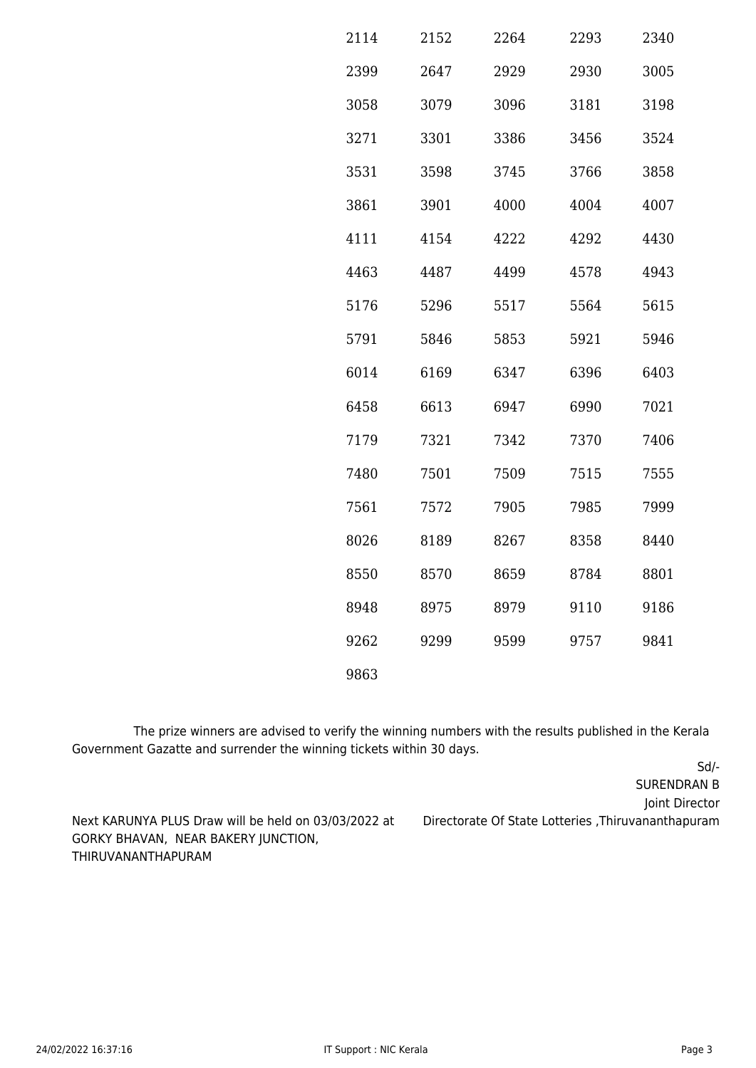| | | | | |
|---|---|---|---|---|
| 2114 | 2152 | 2264 | 2293 | 2340 |
| 2399 | 2647 | 2929 | 2930 | 3005 |
| 3058 | 3079 | 3096 | 3181 | 3198 |
| 3271 | 3301 | 3386 | 3456 | 3524 |
| 3531 | 3598 | 3745 | 3766 | 3858 |
| 3861 | 3901 | 4000 | 4004 | 4007 |
| 4111 | 4154 | 4222 | 4292 | 4430 |
| 4463 | 4487 | 4499 | 4578 | 4943 |
| 5176 | 5296 | 5517 | 5564 | 5615 |
| 5791 | 5846 | 5853 | 5921 | 5946 |
| 6014 | 6169 | 6347 | 6396 | 6403 |
| 6458 | 6613 | 6947 | 6990 | 7021 |
| 7179 | 7321 | 7342 | 7370 | 7406 |
| 7480 | 7501 | 7509 | 7515 | 7555 |
| 7561 | 7572 | 7905 | 7985 | 7999 |
| 8026 | 8189 | 8267 | 8358 | 8440 |
| 8550 | 8570 | 8659 | 8784 | 8801 |
| 8948 | 8975 | 8979 | 9110 | 9186 |
| 9262 | 9299 | 9599 | 9757 | 9841 |
| 9863 | | | | |

The prize winners are advised to verify the winning numbers with the results published in the Kerala Government Gazatte and surrender the winning tickets within 30 days.

Sd/-
SURENDRAN B
Joint Director
Directorate Of State Lotteries ,Thiruvananthapuram

Next KARUNYA PLUS Draw will be held on 03/03/2022 at GORKY BHAVAN, NEAR BAKERY JUNCTION, THIRUVANANTHAPURAM

24/02/2022 16:37:16

IT Support : NIC Kerala